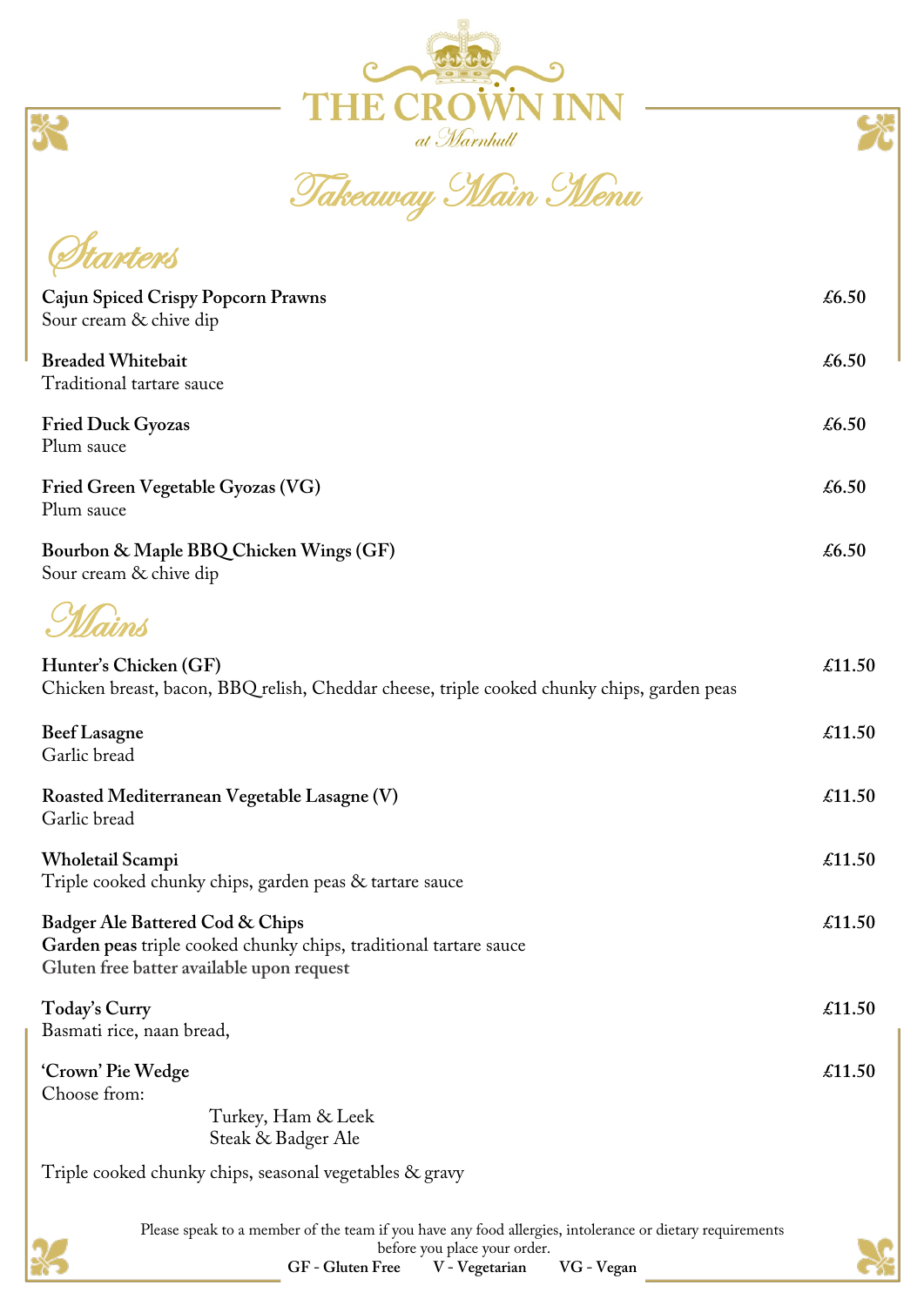# THE CROWN INN

*at Marnhull*

## *Takeaway Main Menu*

## *Starters*

**Cajun Spiced Crispy Popcorn Prawns** — £6.50
Sour cream & chive dip

**Breaded Whitebait** — £6.50
Traditional tartare sauce

**Fried Duck Gyozas** — £6.50
Plum sauce

**Fried Green Vegetable Gyozas (VG)** — £6.50
Plum sauce

**Bourbon & Maple BBQ Chicken Wings (GF)** — £6.50
Sour cream & chive dip

## *Mains*

**Hunter's Chicken (GF)** — £11.50
Chicken breast, bacon, BBQ relish, Cheddar cheese, triple cooked chunky chips, garden peas

**Beef Lasagne** — £11.50
Garlic bread

**Roasted Mediterranean Vegetable Lasagne (V)** — £11.50
Garlic bread

**Wholetail Scampi** — £11.50
Triple cooked chunky chips, garden peas & tartare sauce

**Badger Ale Battered Cod & Chips** — £11.50
**Garden peas** triple cooked chunky chips, traditional tartare sauce
**Gluten free batter available upon request**

**Today's Curry** — £11.50
Basmati rice, naan bread,

**'Crown' Pie Wedge** — £11.50
Choose from:

- Turkey, Ham & Leek
- Steak & Badger Ale

Triple cooked chunky chips, seasonal vegetables & gravy

Please speak to a member of the team if you have any food allergies, intolerance or dietary requirements before you place your order.

**GF - Gluten Free** **V - Vegetarian** **VG - Vegan**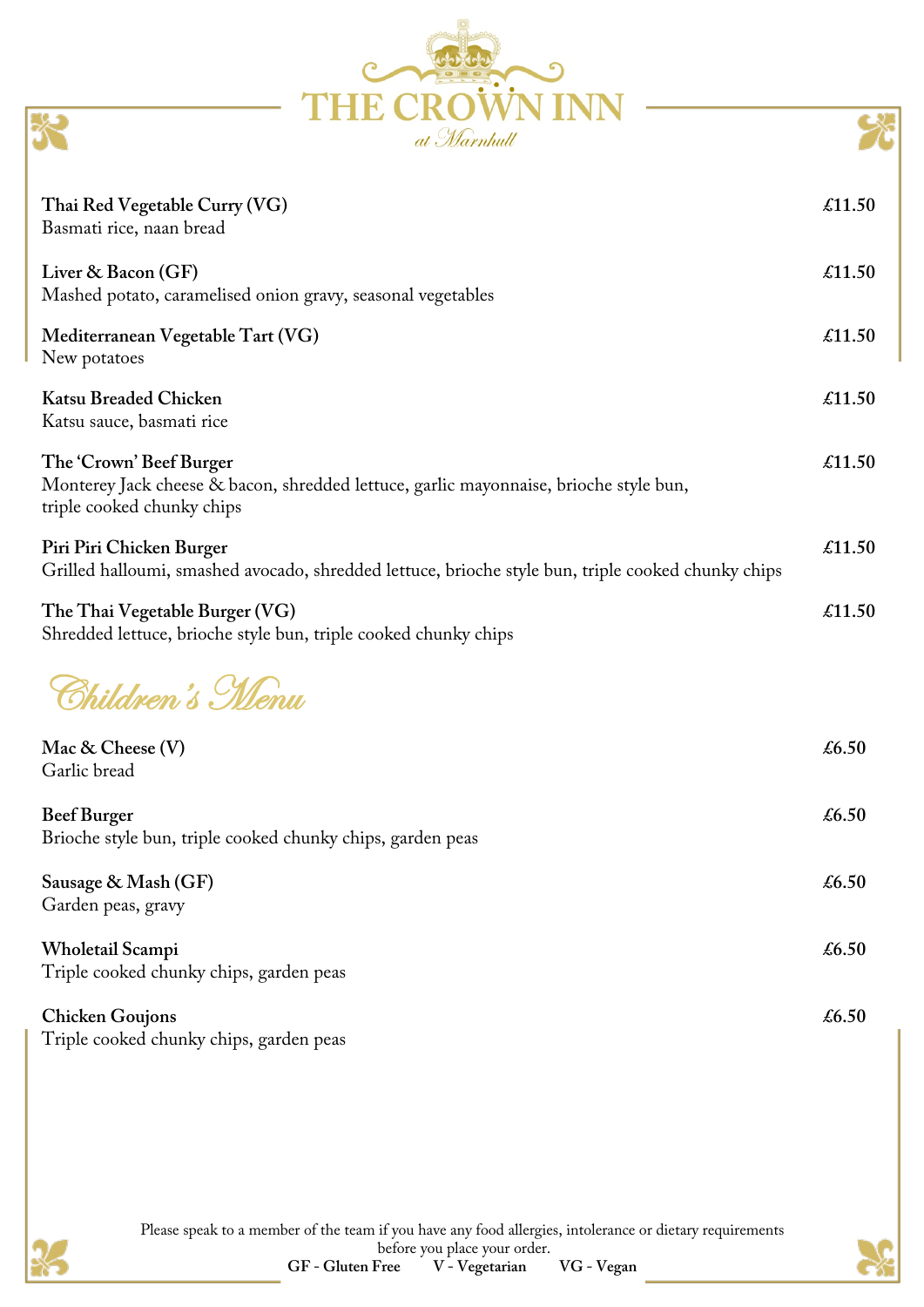# THE CROWN INN

*at Marnhull*

**Thai Red Vegetable Curry (VG)** £11.50
Basmati rice, naan bread

**Liver & Bacon (GF)** £11.50
Mashed potato, caramelised onion gravy, seasonal vegetables

**Mediterranean Vegetable Tart (VG)** £11.50
New potatoes

**Katsu Breaded Chicken** £11.50
Katsu sauce, basmati rice

**The 'Crown' Beef Burger** £11.50
Monterey Jack cheese & bacon, shredded lettuce, garlic mayonnaise, brioche style bun, triple cooked chunky chips

**Piri Piri Chicken Burger** £11.50
Grilled halloumi, smashed avocado, shredded lettuce, brioche style bun, triple cooked chunky chips

**The Thai Vegetable Burger (VG)** £11.50
Shredded lettuce, brioche style bun, triple cooked chunky chips

## Children's Menu

**Mac & Cheese (V)** £6.50
Garlic bread

**Beef Burger** £6.50
Brioche style bun, triple cooked chunky chips, garden peas

**Sausage & Mash (GF)** £6.50
Garden peas, gravy

**Wholetail Scampi** £6.50
Triple cooked chunky chips, garden peas

**Chicken Goujons** £6.50
Triple cooked chunky chips, garden peas

Please speak to a member of the team if you have any food allergies, intolerance or dietary requirements before you place your order.

**GF - Gluten Free** **V - Vegetarian** **VG - Vegan**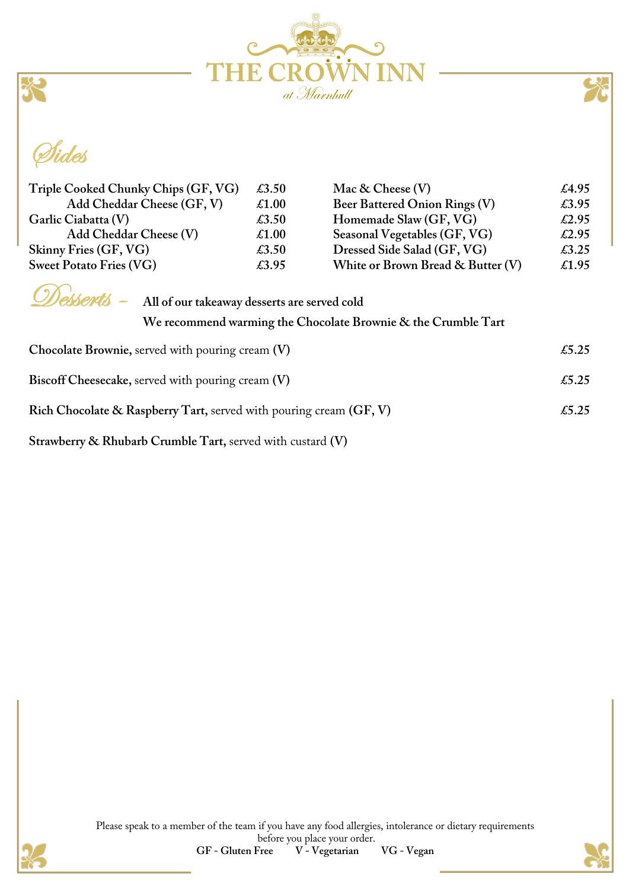# THE CROWN INN

*at Marnhull*

## Sides

| | |
|---|---|
| Triple Cooked Chunky Chips (GF, VG) | £3.50 |
| Add Cheddar Cheese (GF, V) | £1.00 |
| Garlic Ciabatta (V) | £3.50 |
| Add Cheddar Cheese (V) | £1.00 |
| Skinny Fries (GF, VG) | £3.50 |
| Sweet Potato Fries (VG) | £3.95 |
| Mac & Cheese (V) | £4.95 |
| Beer Battered Onion Rings (V) | £3.95 |
| Homemade Slaw (GF, VG) | £2.95 |
| Seasonal Vegetables (GF, VG) | £2.95 |
| Dressed Side Salad (GF, VG) | £3.25 |
| White or Brown Bread & Butter (V) | £1.95 |

## Desserts –

**All of our takeaway desserts are served cold**

**We recommend warming the Chocolate Brownie & the Crumble Tart**

| | |
|---|---|
| **Chocolate Brownie,** served with pouring cream **(V)** | £5.25 |
| **Biscoff Cheesecake,** served with pouring cream **(V)** | £5.25 |
| **Rich Chocolate & Raspberry Tart,** served with pouring cream **(GF, V)** | £5.25 |
| **Strawberry & Rhubarb Crumble Tart,** served with custard **(V)** | |

Please speak to a member of the team if you have any food allergies, intolerance or dietary requirements before you place your order.

**GF - Gluten Free** **V - Vegetarian** **VG - Vegan**